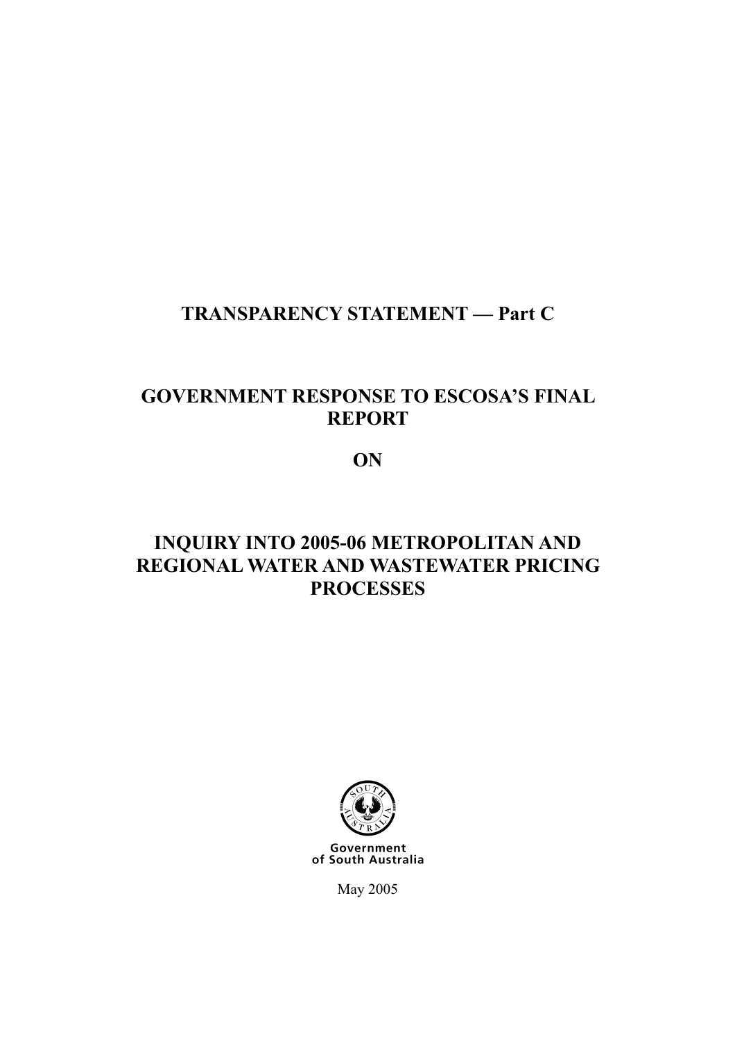# TRANSPARENCY STATEMENT — Part C

# GOVERNMENT RESPONSE TO ESCOSA'S FINAL REPORT

# ON

# INQUIRY INTO 2005-06 METROPOLITAN AND REGIONAL WATER AND WASTEWATER PRICING PROCESSES

Government of South Australia

May 2005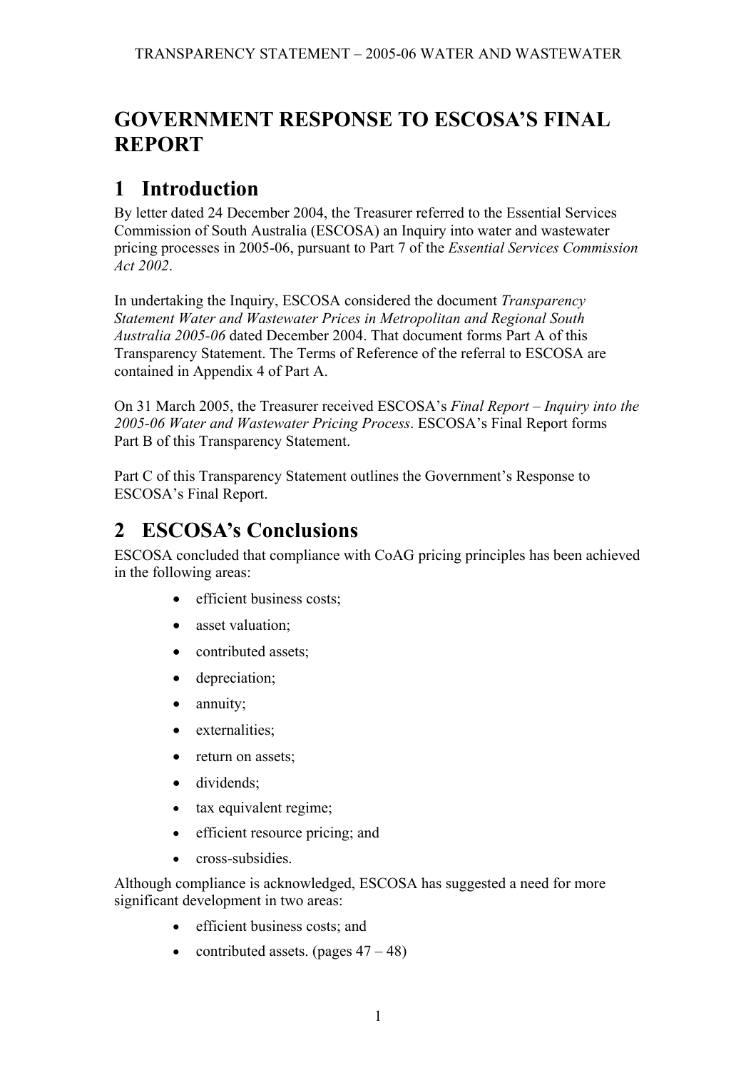# GOVERNMENT RESPONSE TO ESCOSA'S FINAL REPORT

## 1 Introduction

By letter dated 24 December 2004, the Treasurer referred to the Essential Services Commission of South Australia (ESCOSA) an Inquiry into water and wastewater pricing processes in 2005-06, pursuant to Part 7 of the *Essential Services Commission Act 2002*.

In undertaking the Inquiry, ESCOSA considered the document *Transparency Statement Water and Wastewater Prices in Metropolitan and Regional South Australia 2005-06* dated December 2004. That document forms Part A of this Transparency Statement. The Terms of Reference of the referral to ESCOSA are contained in Appendix 4 of Part A.

On 31 March 2005, the Treasurer received ESCOSA's *Final Report – Inquiry into the 2005-06 Water and Wastewater Pricing Process*. ESCOSA's Final Report forms Part B of this Transparency Statement.

Part C of this Transparency Statement outlines the Government's Response to ESCOSA's Final Report.

## 2 ESCOSA's Conclusions

ESCOSA concluded that compliance with CoAG pricing principles has been achieved in the following areas:

- efficient business costs;
- asset valuation;
- contributed assets;
- depreciation;
- annuity;
- externalities;
- return on assets;
- dividends;
- tax equivalent regime;
- efficient resource pricing; and
- cross-subsidies.

Although compliance is acknowledged, ESCOSA has suggested a need for more significant development in two areas:

- efficient business costs; and
- contributed assets. (pages 47 – 48)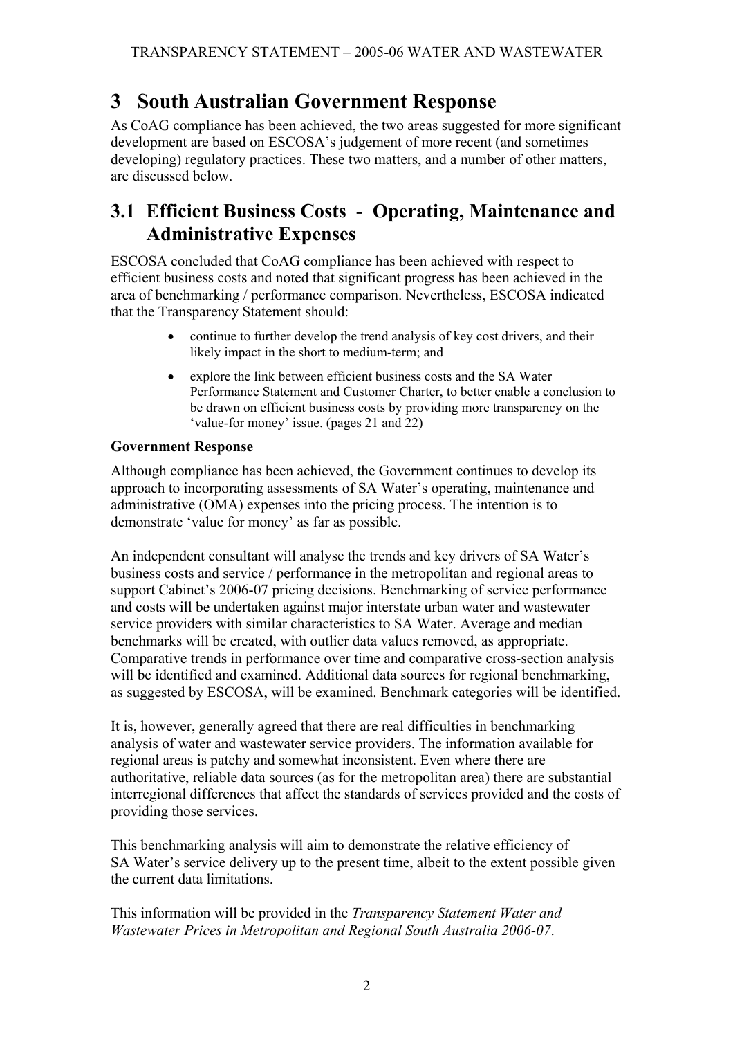# 3 South Australian Government Response

As CoAG compliance has been achieved, the two areas suggested for more significant development are based on ESCOSA's judgement of more recent (and sometimes developing) regulatory practices. These two matters, and a number of other matters, are discussed below.

## 3.1 Efficient Business Costs - Operating, Maintenance and Administrative Expenses

ESCOSA concluded that CoAG compliance has been achieved with respect to efficient business costs and noted that significant progress has been achieved in the area of benchmarking / performance comparison. Nevertheless, ESCOSA indicated that the Transparency Statement should:

- continue to further develop the trend analysis of key cost drivers, and their likely impact in the short to medium-term; and
- explore the link between efficient business costs and the SA Water Performance Statement and Customer Charter, to better enable a conclusion to be drawn on efficient business costs by providing more transparency on the 'value-for money' issue. (pages 21 and 22)

**Government Response**

Although compliance has been achieved, the Government continues to develop its approach to incorporating assessments of SA Water's operating, maintenance and administrative (OMA) expenses into the pricing process. The intention is to demonstrate 'value for money' as far as possible.

An independent consultant will analyse the trends and key drivers of SA Water's business costs and service / performance in the metropolitan and regional areas to support Cabinet's 2006-07 pricing decisions. Benchmarking of service performance and costs will be undertaken against major interstate urban water and wastewater service providers with similar characteristics to SA Water. Average and median benchmarks will be created, with outlier data values removed, as appropriate. Comparative trends in performance over time and comparative cross-section analysis will be identified and examined. Additional data sources for regional benchmarking, as suggested by ESCOSA, will be examined. Benchmark categories will be identified.

It is, however, generally agreed that there are real difficulties in benchmarking analysis of water and wastewater service providers. The information available for regional areas is patchy and somewhat inconsistent. Even where there are authoritative, reliable data sources (as for the metropolitan area) there are substantial interregional differences that affect the standards of services provided and the costs of providing those services.

This benchmarking analysis will aim to demonstrate the relative efficiency of SA Water's service delivery up to the present time, albeit to the extent possible given the current data limitations.

This information will be provided in the *Transparency Statement Water and Wastewater Prices in Metropolitan and Regional South Australia 2006-07*.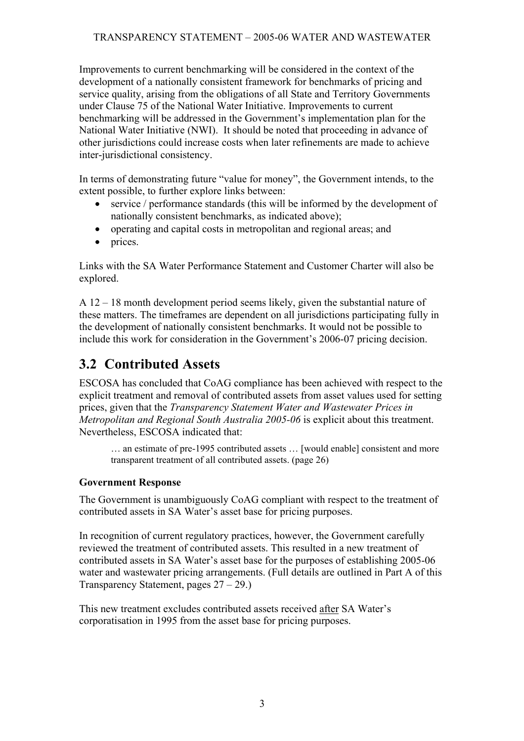Improvements to current benchmarking will be considered in the context of the development of a nationally consistent framework for benchmarks of pricing and service quality, arising from the obligations of all State and Territory Governments under Clause 75 of the National Water Initiative. Improvements to current benchmarking will be addressed in the Government's implementation plan for the National Water Initiative (NWI). It should be noted that proceeding in advance of other jurisdictions could increase costs when later refinements are made to achieve inter-jurisdictional consistency.

In terms of demonstrating future "value for money", the Government intends, to the extent possible, to further explore links between:

- service / performance standards (this will be informed by the development of nationally consistent benchmarks, as indicated above);
- operating and capital costs in metropolitan and regional areas; and
- prices.

Links with the SA Water Performance Statement and Customer Charter will also be explored.

A 12 – 18 month development period seems likely, given the substantial nature of these matters. The timeframes are dependent on all jurisdictions participating fully in the development of nationally consistent benchmarks. It would not be possible to include this work for consideration in the Government's 2006-07 pricing decision.

## 3.2 Contributed Assets

ESCOSA has concluded that CoAG compliance has been achieved with respect to the explicit treatment and removal of contributed assets from asset values used for setting prices, given that the *Transparency Statement Water and Wastewater Prices in Metropolitan and Regional South Australia 2005-06* is explicit about this treatment. Nevertheless, ESCOSA indicated that:

> … an estimate of pre-1995 contributed assets … [would enable] consistent and more transparent treatment of all contributed assets. (page 26)

**Government Response**

The Government is unambiguously CoAG compliant with respect to the treatment of contributed assets in SA Water's asset base for pricing purposes.

In recognition of current regulatory practices, however, the Government carefully reviewed the treatment of contributed assets. This resulted in a new treatment of contributed assets in SA Water's asset base for the purposes of establishing 2005-06 water and wastewater pricing arrangements. (Full details are outlined in Part A of this Transparency Statement, pages 27 – 29.)

This new treatment excludes contributed assets received <u>after</u> SA Water's corporatisation in 1995 from the asset base for pricing purposes.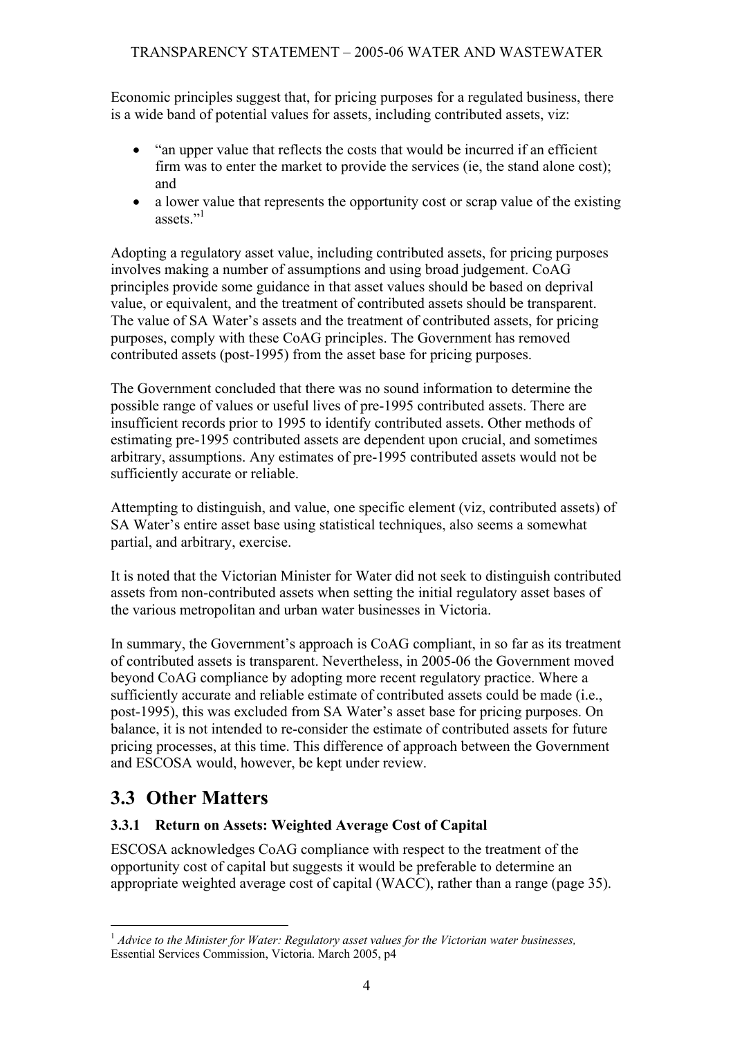Economic principles suggest that, for pricing purposes for a regulated business, there is a wide band of potential values for assets, including contributed assets, viz:

- "an upper value that reflects the costs that would be incurred if an efficient firm was to enter the market to provide the services (ie, the stand alone cost); and
- a lower value that represents the opportunity cost or scrap value of the existing assets."[1]

Adopting a regulatory asset value, including contributed assets, for pricing purposes involves making a number of assumptions and using broad judgement. CoAG principles provide some guidance in that asset values should be based on deprival value, or equivalent, and the treatment of contributed assets should be transparent. The value of SA Water's assets and the treatment of contributed assets, for pricing purposes, comply with these CoAG principles. The Government has removed contributed assets (post-1995) from the asset base for pricing purposes.

The Government concluded that there was no sound information to determine the possible range of values or useful lives of pre-1995 contributed assets. There are insufficient records prior to 1995 to identify contributed assets. Other methods of estimating pre-1995 contributed assets are dependent upon crucial, and sometimes arbitrary, assumptions. Any estimates of pre-1995 contributed assets would not be sufficiently accurate or reliable.

Attempting to distinguish, and value, one specific element (viz, contributed assets) of SA Water's entire asset base using statistical techniques, also seems a somewhat partial, and arbitrary, exercise.

It is noted that the Victorian Minister for Water did not seek to distinguish contributed assets from non-contributed assets when setting the initial regulatory asset bases of the various metropolitan and urban water businesses in Victoria.

In summary, the Government's approach is CoAG compliant, in so far as its treatment of contributed assets is transparent. Nevertheless, in 2005-06 the Government moved beyond CoAG compliance by adopting more recent regulatory practice. Where a sufficiently accurate and reliable estimate of contributed assets could be made (i.e., post-1995), this was excluded from SA Water's asset base for pricing purposes. On balance, it is not intended to re-consider the estimate of contributed assets for future pricing processes, at this time. This difference of approach between the Government and ESCOSA would, however, be kept under review.

## 3.3 Other Matters

### 3.3.1 Return on Assets: Weighted Average Cost of Capital

ESCOSA acknowledges CoAG compliance with respect to the treatment of the opportunity cost of capital but suggests it would be preferable to determine an appropriate weighted average cost of capital (WACC), rather than a range (page 35).

---

[1] *Advice to the Minister for Water: Regulatory asset values for the Victorian water businesses,* Essential Services Commission, Victoria. March 2005, p4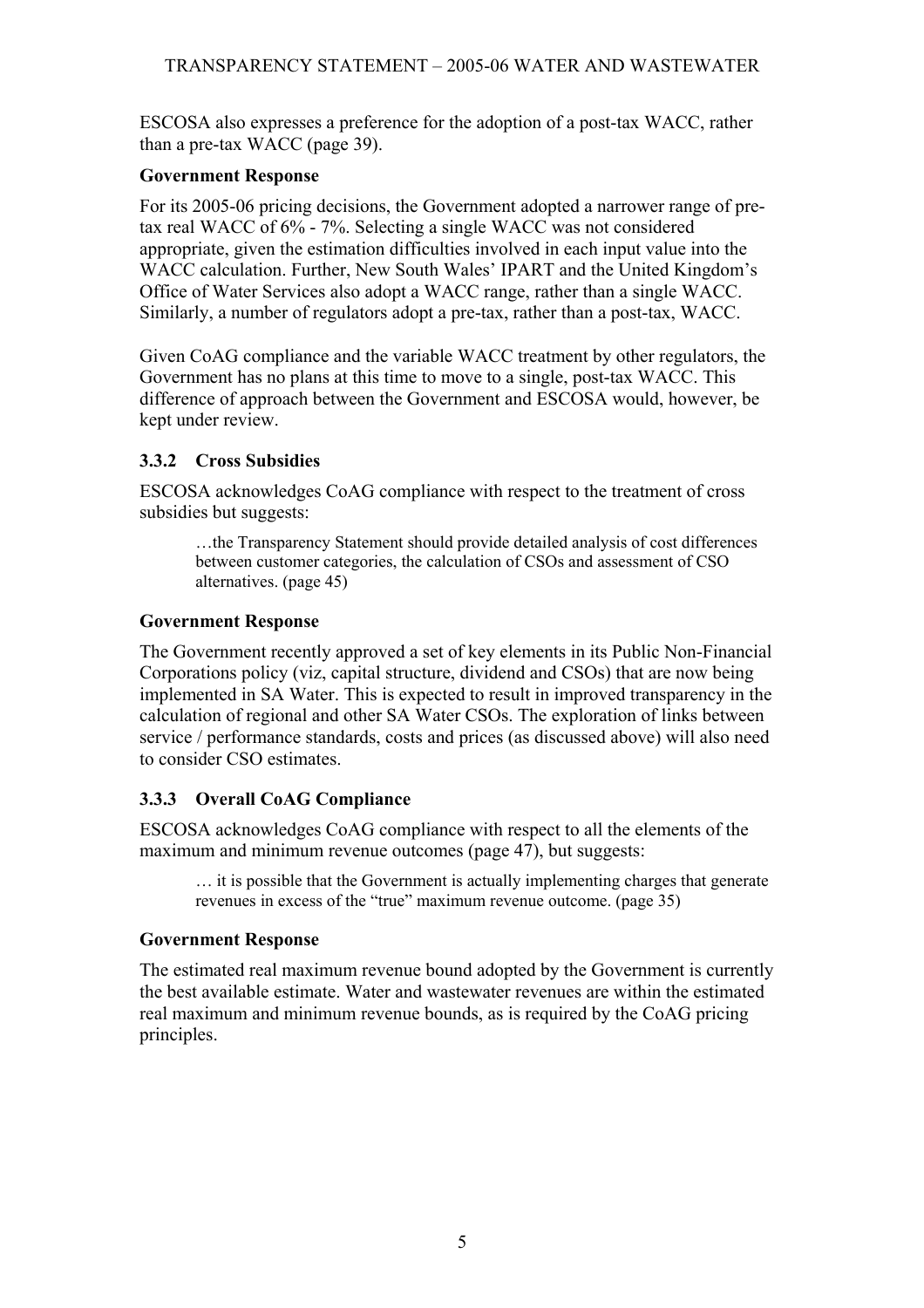ESCOSA also expresses a preference for the adoption of a post-tax WACC, rather than a pre-tax WACC (page 39).

**Government Response**

For its 2005-06 pricing decisions, the Government adopted a narrower range of pre-tax real WACC of 6% - 7%. Selecting a single WACC was not considered appropriate, given the estimation difficulties involved in each input value into the WACC calculation. Further, New South Wales' IPART and the United Kingdom's Office of Water Services also adopt a WACC range, rather than a single WACC. Similarly, a number of regulators adopt a pre-tax, rather than a post-tax, WACC.

Given CoAG compliance and the variable WACC treatment by other regulators, the Government has no plans at this time to move to a single, post-tax WACC. This difference of approach between the Government and ESCOSA would, however, be kept under review.

### 3.3.2 Cross Subsidies

ESCOSA acknowledges CoAG compliance with respect to the treatment of cross subsidies but suggests:

> …the Transparency Statement should provide detailed analysis of cost differences between customer categories, the calculation of CSOs and assessment of CSO alternatives. (page 45)

**Government Response**

The Government recently approved a set of key elements in its Public Non-Financial Corporations policy (viz, capital structure, dividend and CSOs) that are now being implemented in SA Water. This is expected to result in improved transparency in the calculation of regional and other SA Water CSOs. The exploration of links between service / performance standards, costs and prices (as discussed above) will also need to consider CSO estimates.

### 3.3.3 Overall CoAG Compliance

ESCOSA acknowledges CoAG compliance with respect to all the elements of the maximum and minimum revenue outcomes (page 47), but suggests:

> … it is possible that the Government is actually implementing charges that generate revenues in excess of the "true" maximum revenue outcome. (page 35)

**Government Response**

The estimated real maximum revenue bound adopted by the Government is currently the best available estimate. Water and wastewater revenues are within the estimated real maximum and minimum revenue bounds, as is required by the CoAG pricing principles.